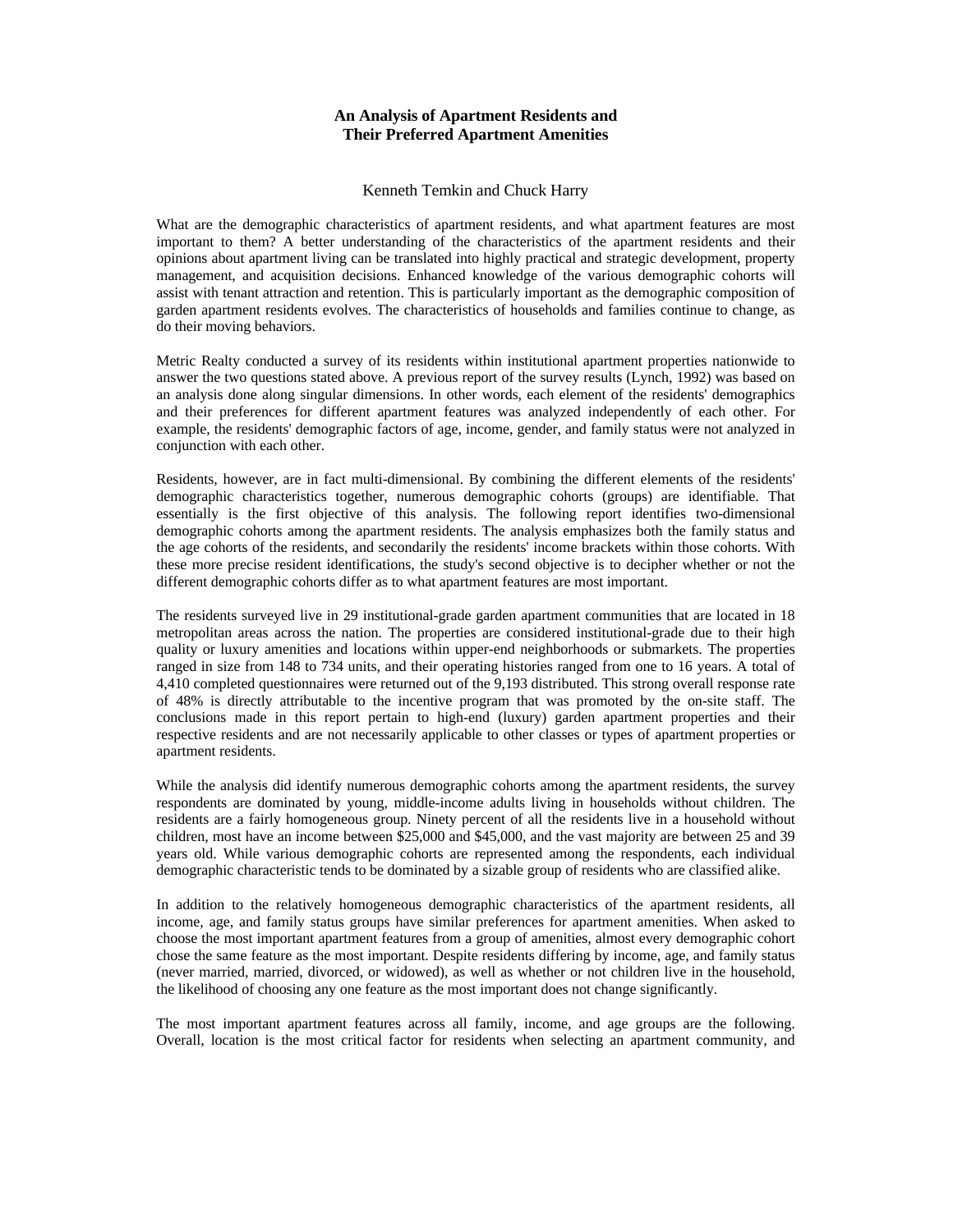# An Analysis of Apartment Residents and Their Preferred Apartment Amenities

Kenneth Temkin and Chuck Harry

What are the demographic characteristics of apartment residents, and what apartment features are most important to them? A better understanding of the characteristics of the apartment residents and their opinions about apartment living can be translated into highly practical and strategic development, property management, and acquisition decisions. Enhanced knowledge of the various demographic cohorts will assist with tenant attraction and retention. This is particularly important as the demographic composition of garden apartment residents evolves. The characteristics of households and families continue to change, as do their moving behaviors.

Metric Realty conducted a survey of its residents within institutional apartment properties nationwide to answer the two questions stated above. A previous report of the survey results (Lynch, 1992) was based on an analysis done along singular dimensions. In other words, each element of the residents' demographics and their preferences for different apartment features was analyzed independently of each other. For example, the residents' demographic factors of age, income, gender, and family status were not analyzed in conjunction with each other.

Residents, however, are in fact multi-dimensional. By combining the different elements of the residents' demographic characteristics together, numerous demographic cohorts (groups) are identifiable. That essentially is the first objective of this analysis. The following report identifies two-dimensional demographic cohorts among the apartment residents. The analysis emphasizes both the family status and the age cohorts of the residents, and secondarily the residents' income brackets within those cohorts. With these more precise resident identifications, the study's second objective is to decipher whether or not the different demographic cohorts differ as to what apartment features are most important.

The residents surveyed live in 29 institutional-grade garden apartment communities that are located in 18 metropolitan areas across the nation. The properties are considered institutional-grade due to their high quality or luxury amenities and locations within upper-end neighborhoods or submarkets. The properties ranged in size from 148 to 734 units, and their operating histories ranged from one to 16 years. A total of 4,410 completed questionnaires were returned out of the 9,193 distributed. This strong overall response rate of 48% is directly attributable to the incentive program that was promoted by the on-site staff. The conclusions made in this report pertain to high-end (luxury) garden apartment properties and their respective residents and are not necessarily applicable to other classes or types of apartment properties or apartment residents.

While the analysis did identify numerous demographic cohorts among the apartment residents, the survey respondents are dominated by young, middle-income adults living in households without children. The residents are a fairly homogeneous group. Ninety percent of all the residents live in a household without children, most have an income between $25,000 and $45,000, and the vast majority are between 25 and 39 years old. While various demographic cohorts are represented among the respondents, each individual demographic characteristic tends to be dominated by a sizable group of residents who are classified alike.

In addition to the relatively homogeneous demographic characteristics of the apartment residents, all income, age, and family status groups have similar preferences for apartment amenities. When asked to choose the most important apartment features from a group of amenities, almost every demographic cohort chose the same feature as the most important. Despite residents differing by income, age, and family status (never married, married, divorced, or widowed), as well as whether or not children live in the household, the likelihood of choosing any one feature as the most important does not change significantly.

The most important apartment features across all family, income, and age groups are the following. Overall, location is the most critical factor for residents when selecting an apartment community, and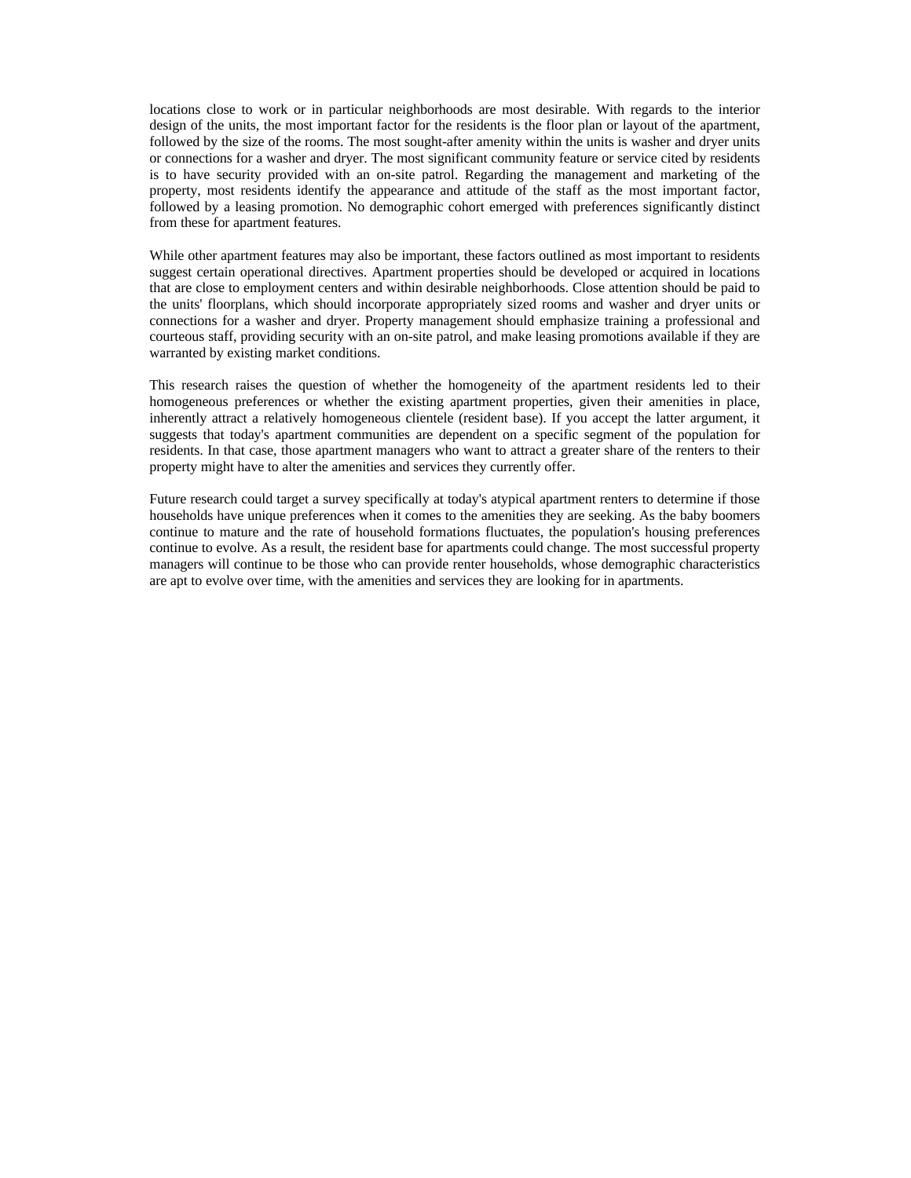locations close to work or in particular neighborhoods are most desirable. With regards to the interior design of the units, the most important factor for the residents is the floor plan or layout of the apartment, followed by the size of the rooms. The most sought-after amenity within the units is washer and dryer units or connections for a washer and dryer. The most significant community feature or service cited by residents is to have security provided with an on-site patrol. Regarding the management and marketing of the property, most residents identify the appearance and attitude of the staff as the most important factor, followed by a leasing promotion. No demographic cohort emerged with preferences significantly distinct from these for apartment features.

While other apartment features may also be important, these factors outlined as most important to residents suggest certain operational directives. Apartment properties should be developed or acquired in locations that are close to employment centers and within desirable neighborhoods. Close attention should be paid to the units' floorplans, which should incorporate appropriately sized rooms and washer and dryer units or connections for a washer and dryer. Property management should emphasize training a professional and courteous staff, providing security with an on-site patrol, and make leasing promotions available if they are warranted by existing market conditions.

This research raises the question of whether the homogeneity of the apartment residents led to their homogeneous preferences or whether the existing apartment properties, given their amenities in place, inherently attract a relatively homogeneous clientele (resident base). If you accept the latter argument, it suggests that today's apartment communities are dependent on a specific segment of the population for residents. In that case, those apartment managers who want to attract a greater share of the renters to their property might have to alter the amenities and services they currently offer.

Future research could target a survey specifically at today's atypical apartment renters to determine if those households have unique preferences when it comes to the amenities they are seeking. As the baby boomers continue to mature and the rate of household formations fluctuates, the population's housing preferences continue to evolve. As a result, the resident base for apartments could change. The most successful property managers will continue to be those who can provide renter households, whose demographic characteristics are apt to evolve over time, with the amenities and services they are looking for in apartments.